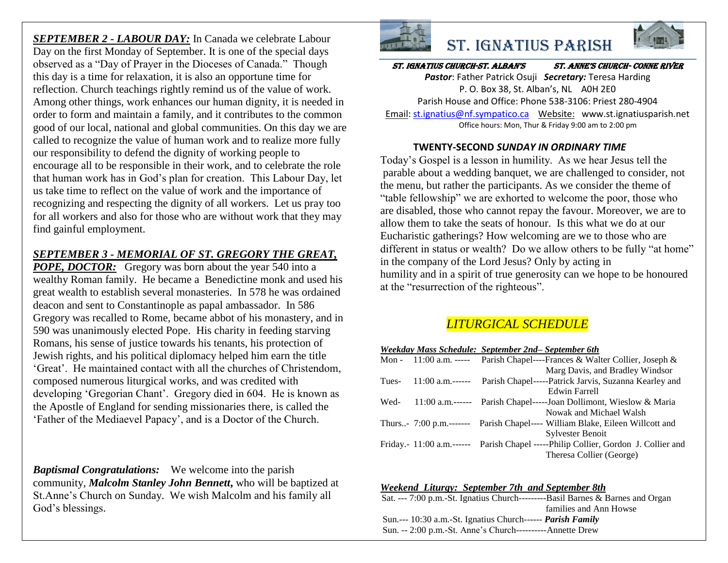***SEPTEMBER 2 - LABOUR DAY:*** In Canada we celebrate Labour Day on the first Monday of September. It is one of the special days observed as a "Day of Prayer in the Dioceses of Canada." Though this day is a time for relaxation, it is also an opportune time for reflection. Church teachings rightly remind us of the value of work. Among other things, work enhances our human dignity, it is needed in order to form and maintain a family, and it contributes to the common good of our local, national and global communities. On this day we are called to recognize the value of human work and to realize more fully our responsibility to defend the dignity of working people to encourage all to be responsible in their work, and to celebrate the role that human work has in God's plan for creation. This Labour Day, let us take time to reflect on the value of work and the importance of recognizing and respecting the dignity of all workers. Let us pray too for all workers and also for those who are without work that they may find gainful employment.

***SEPTEMBER 3 - MEMORIAL OF ST. GREGORY THE GREAT, POPE, DOCTOR:*** Gregory was born about the year 540 into a wealthy Roman family. He became a Benedictine monk and used his great wealth to establish several monasteries. In 578 he was ordained deacon and sent to Constantinople as papal ambassador. In 586 Gregory was recalled to Rome, became abbot of his monastery, and in 590 was unanimously elected Pope. His charity in feeding starving Romans, his sense of justice towards his tenants, his protection of Jewish rights, and his political diplomacy helped him earn the title 'Great'. He maintained contact with all the churches of Christendom, composed numerous liturgical works, and was credited with developing 'Gregorian Chant'. Gregory died in 604. He is known as the Apostle of England for sending missionaries there, is called the 'Father of the Mediaevel Papacy', and is a Doctor of the Church.

***Baptismal Congratulations:*** We welcome into the parish community, ***Malcolm Stanley John Bennett***, who will be baptized at St.Anne's Church on Sunday. We wish Malcolm and his family all God's blessings.

# ST. IGNATIUS PARISH

**ST. IGNATIUS CHURCH-ST. ALBAN'S** &nbsp;&nbsp;&nbsp; **ST. ANNE'S CHURCH- CONNE RIVER**

***Pastor***: Father Patrick Osuji ***Secretary:*** Teresa Harding
P. O. Box 38, St. Alban's, NL A0H 2E0
Parish House and Office: Phone 538-3106: Priest 280-4904
Email: st.ignatius@nf.sympatico.ca Website: www.st.ignatiusparish.net
Office hours: Mon, Thur & Friday 9:00 am to 2:00 pm

### TWENTY-SECOND *SUNDAY IN ORDINARY TIME*

Today's Gospel is a lesson in humility. As we hear Jesus tell the parable about a wedding banquet, we are challenged to consider, not the menu, but rather the participants. As we consider the theme of "table fellowship" we are exhorted to welcome the poor, those who are disabled, those who cannot repay the favour. Moreover, we are to allow them to take the seats of honour. Is this what we do at our Eucharistic gatherings? How welcoming are we to those who are different in status or wealth? Do we allow others to be fully "at home" in the company of the Lord Jesus? Only by acting in humility and in a spirit of true generosity can we hope to be honoured at the "resurrection of the righteous".

## *LITURGICAL SCHEDULE*

***Weekday Mass Schedule: September 2nd– September 6th***

Mon - 11:00 a.m. ----- Parish Chapel----Frances & Walter Collier, Joseph & Marg Davis, and Bradley Windsor

Tues- 11:00 a.m.------ Parish Chapel-----Patrick Jarvis, Suzanna Kearley and Edwin Farrell

Wed- 11:00 a.m.------ Parish Chapel-----Joan Dollimont, Wieslow & Maria Nowak and Michael Walsh

Thurs..- 7:00 p.m.------- Parish Chapel---- William Blake, Eileen Willcott and Sylvester Benoit

Friday.- 11:00 a.m.------ Parish Chapel -----Philip Collier, Gordon J. Collier and Theresa Collier (George)

***Weekend Liturgy: September 7th and September 8th***

Sat. --- 7:00 p.m.-St. Ignatius Church---------Basil Barnes & Barnes and Organ families and Ann Howse

Sun.--- 10:30 a.m.-St. Ignatius Church------ ***Parish Family***

Sun. -- 2:00 p.m.-St. Anne's Church----------Annette Drew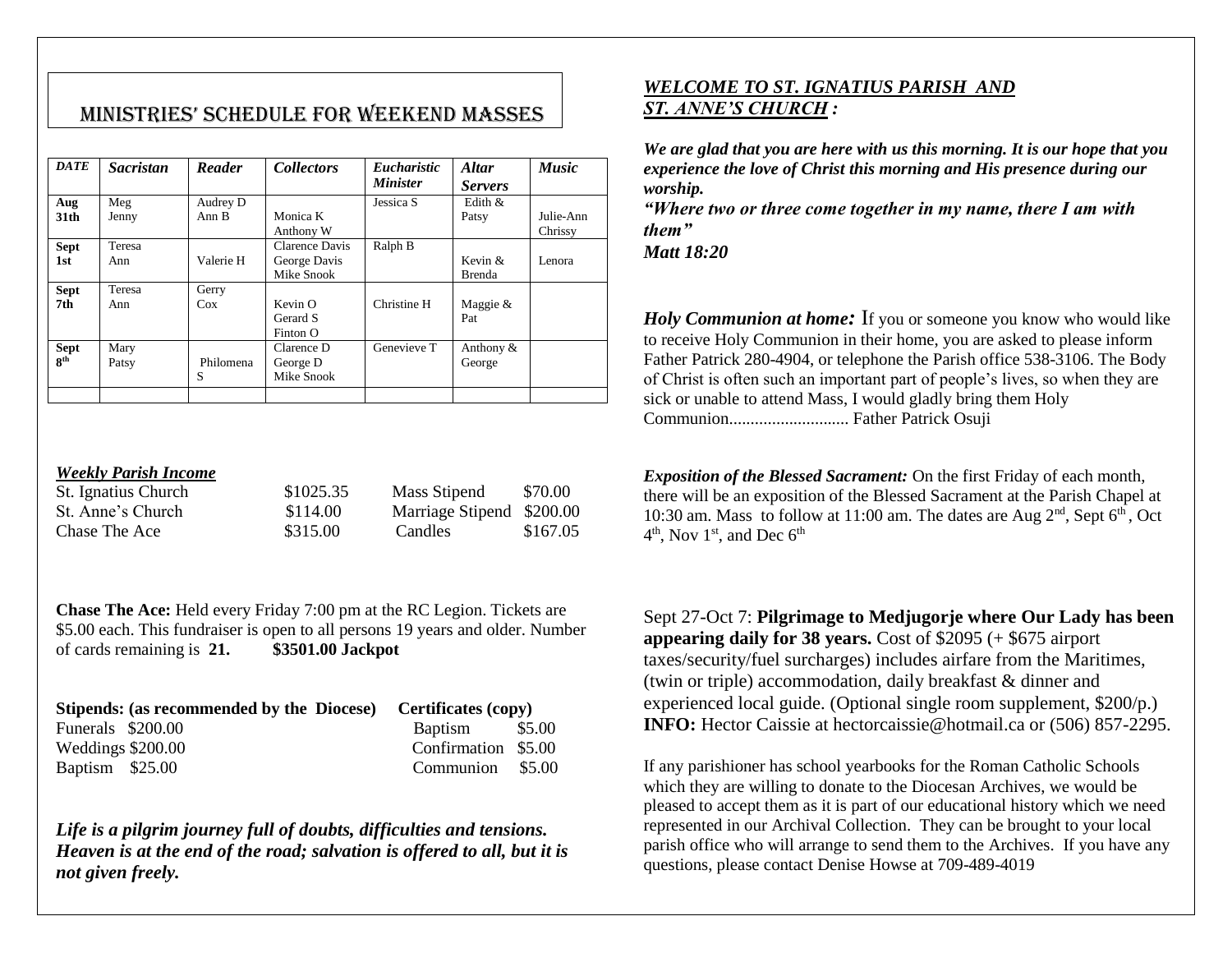## MINISTRIES' SCHEDULE FOR WEEKEND MASSES

| *DATE* | *Sacristan* | *Reader* | *Collectors* | *Eucharistic Minister* | *Altar Servers* | *Music* |
|---|---|---|---|---|---|---|
| **Aug 31th** | Meg Jenny | Audrey D Ann B | Monica K Anthony W | Jessica S | Edith & Patsy | Julie-Ann Chrissy |
| **Sept 1st** | Teresa Ann | Valerie H | Clarence Davis George Davis Mike Snook | Ralph B | Kevin & Brenda | Lenora |
| **Sept 7th** | Teresa Ann | Gerry Cox | Kevin O Gerard S Finton O | Christine H | Maggie & Pat | |
| **Sept 8th** | Mary Patsy | Philomena S | Clarence D George D Mike Snook | Genevieve T | Anthony & George | |
| | | | | | | |

***Weekly Parish Income***

| | | | |
|---|---|---|---|
| St. Ignatius Church | $1025.35 | Mass Stipend | $70.00 |
| St. Anne's Church | $114.00 | Marriage Stipend | $200.00 |
| Chase The Ace | $315.00 | Candles | $167.05 |

**Chase The Ace:** Held every Friday 7:00 pm at the RC Legion. Tickets are $5.00 each. This fundraiser is open to all persons 19 years and older. Number of cards remaining is **21.** **$3501.00 Jackpot**

| **Stipends: (as recommended by the Diocese)** | | **Certificates (copy)** | |
|---|---|---|---|
| Funerals | $200.00 | Baptism | $5.00 |
| Weddings | $200.00 | Confirmation | $5.00 |
| Baptism | $25.00 | Communion | $5.00 |

***Life is a pilgrim journey full of doubts, difficulties and tensions. Heaven is at the end of the road; salvation is offered to all, but it is not given freely.***

## ***WELCOME TO ST. IGNATIUS PARISH AND ST. ANNE'S CHURCH :***

***We are glad that you are here with us this morning. It is our hope that you experience the love of Christ this morning and His presence during our worship.***

***"Where two or three come together in my name, there I am with them"***

***Matt 18:20***

***Holy Communion at home:*** If you or someone you know who would like to receive Holy Communion in their home, you are asked to please inform Father Patrick 280-4904, or telephone the Parish office 538-3106. The Body of Christ is often such an important part of people's lives, so when they are sick or unable to attend Mass, I would gladly bring them Holy Communion............................ Father Patrick Osuji

***Exposition of the Blessed Sacrament:*** On the first Friday of each month, there will be an exposition of the Blessed Sacrament at the Parish Chapel at 10:30 am. Mass to follow at 11:00 am. The dates are Aug 2nd, Sept 6th, Oct 4th, Nov 1st, and Dec 6th

Sept 27-Oct 7: **Pilgrimage to Medjugorje where Our Lady has been appearing daily for 38 years.** Cost of $2095 (+ $675 airport taxes/security/fuel surcharges) includes airfare from the Maritimes, (twin or triple) accommodation, daily breakfast & dinner and experienced local guide. (Optional single room supplement, $200/p.) **INFO:** Hector Caissie at hectorcaissie@hotmail.ca or (506) 857-2295.

If any parishioner has school yearbooks for the Roman Catholic Schools which they are willing to donate to the Diocesan Archives, we would be pleased to accept them as it is part of our educational history which we need represented in our Archival Collection. They can be brought to your local parish office who will arrange to send them to the Archives. If you have any questions, please contact Denise Howse at 709-489-4019